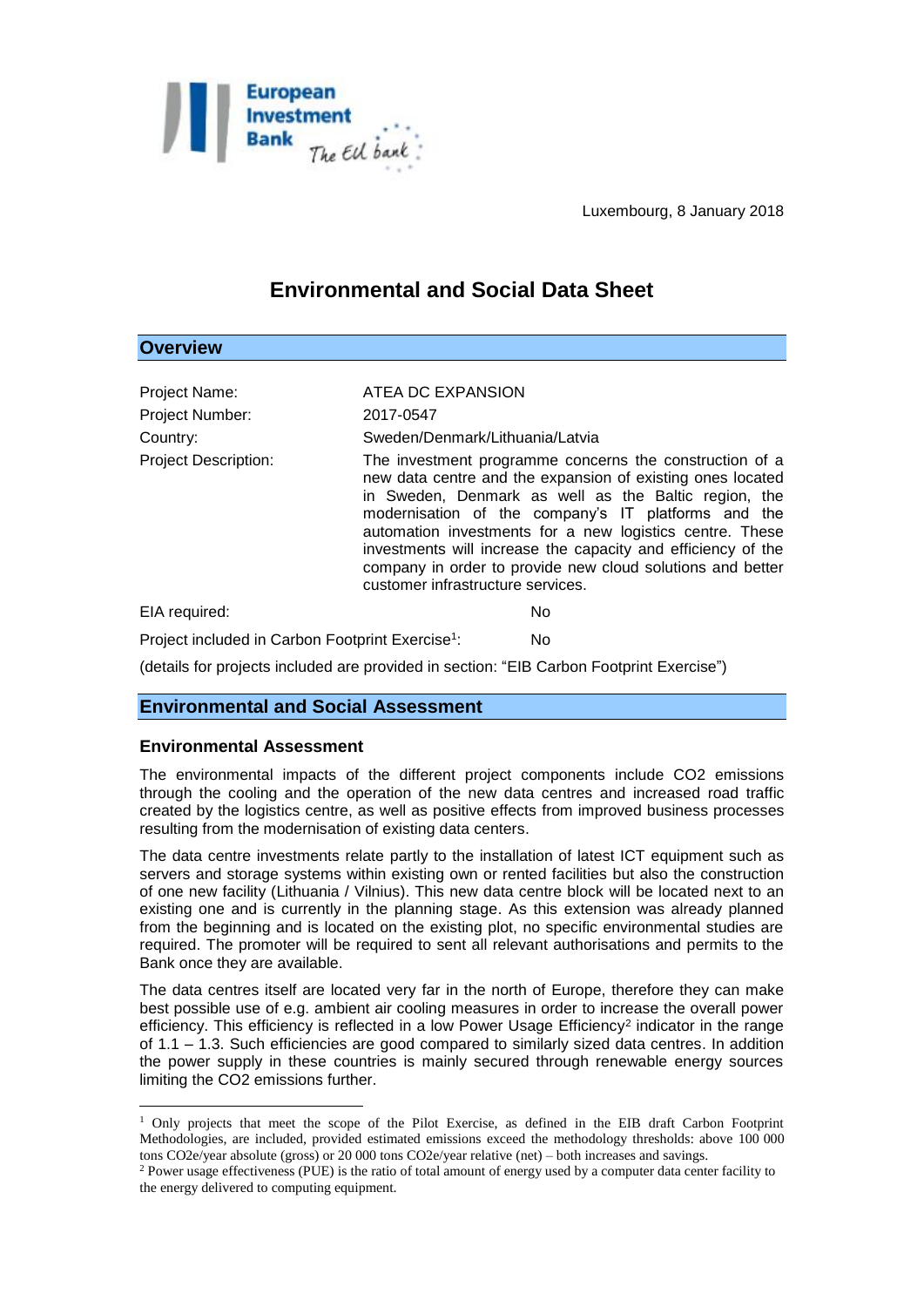Luxembourg, 8 January 2018

# Environmental and Social Data Sheet

## Overview

| | |
|---|---|
| Project Name: | ATEA DC EXPANSION |
| Project Number: | 2017-0547 |
| Country: | Sweden/Denmark/Lithuania/Latvia |
| Project Description: | The investment programme concerns the construction of a new data centre and the expansion of existing ones located in Sweden, Denmark as well as the Baltic region, the modernisation of the company's IT platforms and the automation investments for a new logistics centre. These investments will increase the capacity and efficiency of the company in order to provide new cloud solutions and better customer infrastructure services. |

EIA required: No

Project included in Carbon Footprint Exercise[1]: No

(details for projects included are provided in section: "EIB Carbon Footprint Exercise")

## Environmental and Social Assessment

### Environmental Assessment

The environmental impacts of the different project components include CO2 emissions through the cooling and the operation of the new data centres and increased road traffic created by the logistics centre, as well as positive effects from improved business processes resulting from the modernisation of existing data centers.

The data centre investments relate partly to the installation of latest ICT equipment such as servers and storage systems within existing own or rented facilities but also the construction of one new facility (Lithuania / Vilnius). This new data centre block will be located next to an existing one and is currently in the planning stage. As this extension was already planned from the beginning and is located on the existing plot, no specific environmental studies are required. The promoter will be required to sent all relevant authorisations and permits to the Bank once they are available.

The data centres itself are located very far in the north of Europe, therefore they can make best possible use of e.g. ambient air cooling measures in order to increase the overall power efficiency. This efficiency is reflected in a low Power Usage Efficiency[2] indicator in the range of 1.1 – 1.3. Such efficiencies are good compared to similarly sized data centres. In addition the power supply in these countries is mainly secured through renewable energy sources limiting the CO2 emissions further.

---

[1] Only projects that meet the scope of the Pilot Exercise, as defined in the EIB draft Carbon Footprint Methodologies, are included, provided estimated emissions exceed the methodology thresholds: above 100 000 tons CO2e/year absolute (gross) or 20 000 tons CO2e/year relative (net) – both increases and savings.

[2] Power usage effectiveness (PUE) is the ratio of total amount of energy used by a computer data center facility to the energy delivered to computing equipment.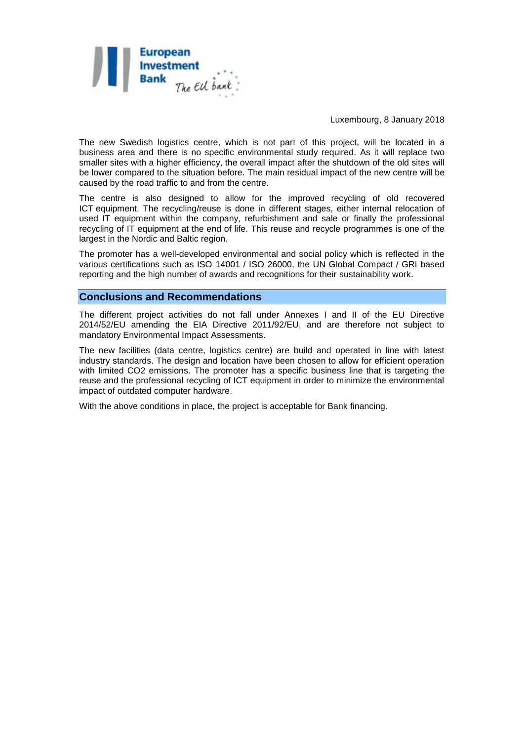Luxembourg, 8 January 2018

The new Swedish logistics centre, which is not part of this project, will be located in a business area and there is no specific environmental study required. As it will replace two smaller sites with a higher efficiency, the overall impact after the shutdown of the old sites will be lower compared to the situation before. The main residual impact of the new centre will be caused by the road traffic to and from the centre.

The centre is also designed to allow for the improved recycling of old recovered ICT equipment. The recycling/reuse is done in different stages, either internal relocation of used IT equipment within the company, refurbishment and sale or finally the professional recycling of IT equipment at the end of life. This reuse and recycle programmes is one of the largest in the Nordic and Baltic region.

The promoter has a well-developed environmental and social policy which is reflected in the various certifications such as ISO 14001 / ISO 26000, the UN Global Compact / GRI based reporting and the high number of awards and recognitions for their sustainability work.

## Conclusions and Recommendations

The different project activities do not fall under Annexes I and II of the EU Directive 2014/52/EU amending the EIA Directive 2011/92/EU, and are therefore not subject to mandatory Environmental Impact Assessments.

The new facilities (data centre, logistics centre) are build and operated in line with latest industry standards. The design and location have been chosen to allow for efficient operation with limited $CO_2$ emissions. The promoter has a specific business line that is targeting the reuse and the professional recycling of ICT equipment in order to minimize the environmental impact of outdated computer hardware.

With the above conditions in place, the project is acceptable for Bank financing.